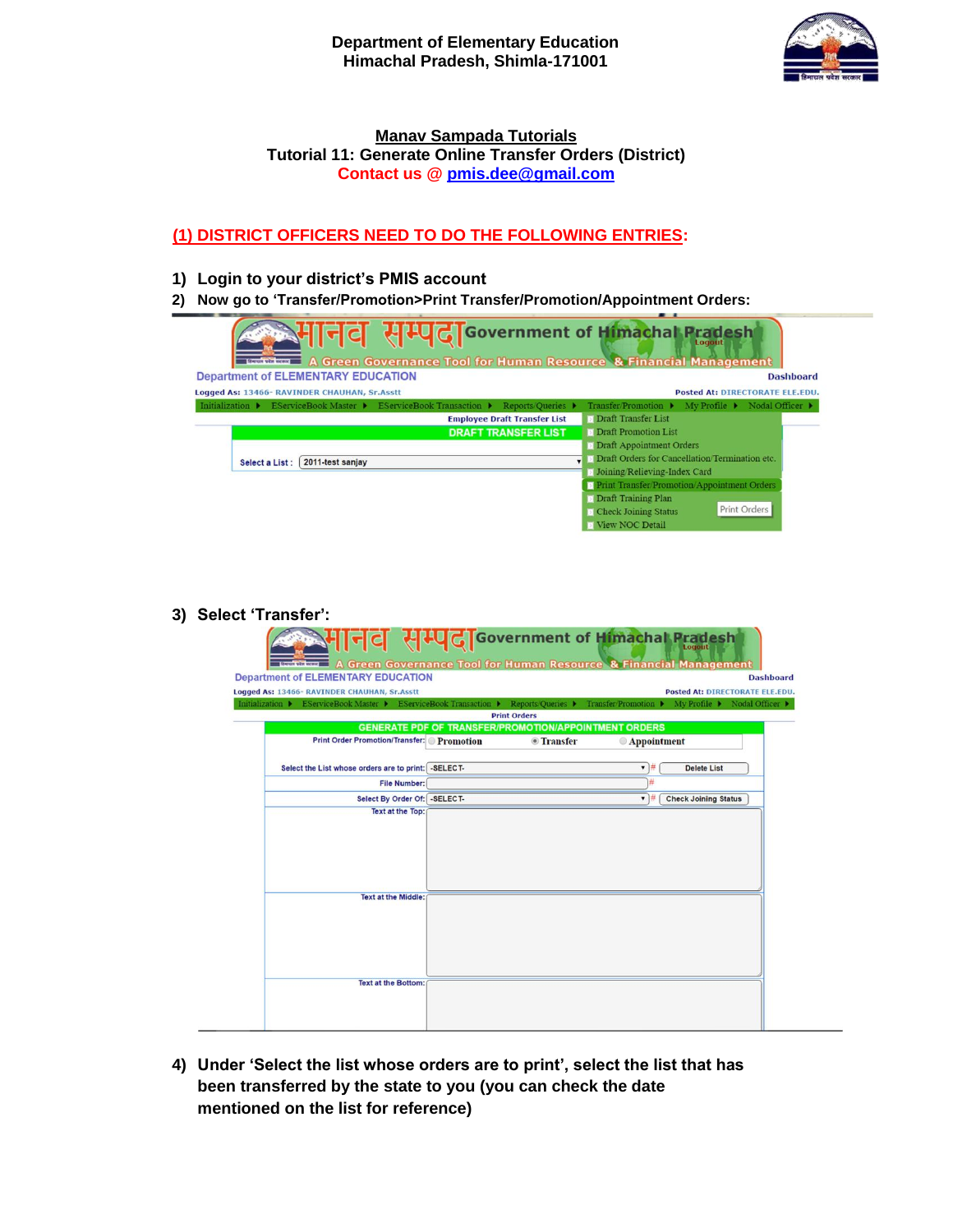Department of Elementary Education
Himachal Pradesh, Shimla-171001

## Manav Sampada Tutorials

### Tutorial 11: Generate Online Transfer Orders (District)

Contact us @ pmis.dee@gmail.com

## (1) DISTRICT OFFICERS NEED TO DO THE FOLLOWING ENTRIES:

1) **Login to your district's PMIS account**
2) **Now go to 'Transfer/Promotion>Print Transfer/Promotion/Appointment Orders:**

3) **Select 'Transfer':**

4) **Under 'Select the list whose orders are to print', select the list that has been transferred by the state to you (you can check the date mentioned on the list for reference)**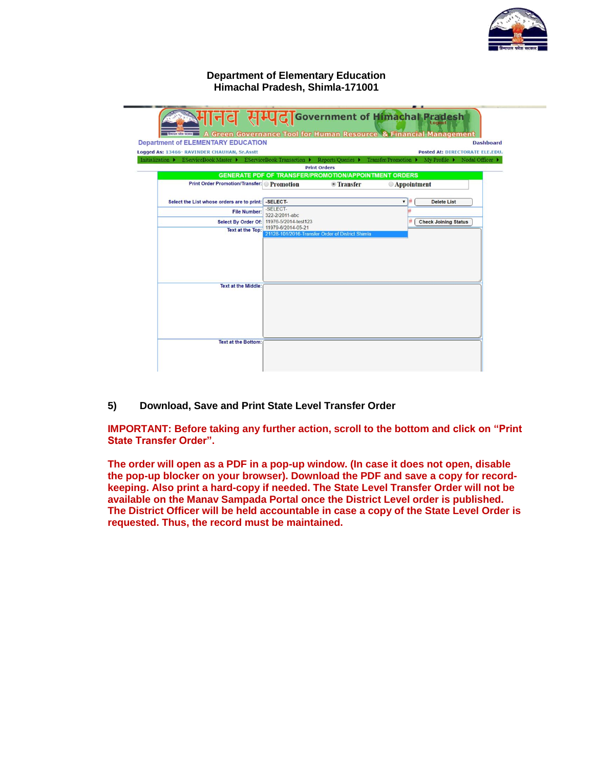**Department of Elementary Education**
**Himachal Pradesh, Shimla-171001**

**5) Download, Save and Print State Level Transfer Order**

**IMPORTANT: Before taking any further action, scroll to the bottom and click on “Print State Transfer Order”.**

**The order will open as a PDF in a pop-up window. (In case it does not open, disable the pop-up blocker on your browser). Download the PDF and save a copy for record-keeping. Also print a hard-copy if needed. The State Level Transfer Order will not be available on the Manav Sampada Portal once the District Level order is published. The District Officer will be held accountable in case a copy of the State Level Order is requested. Thus, the record must be maintained.**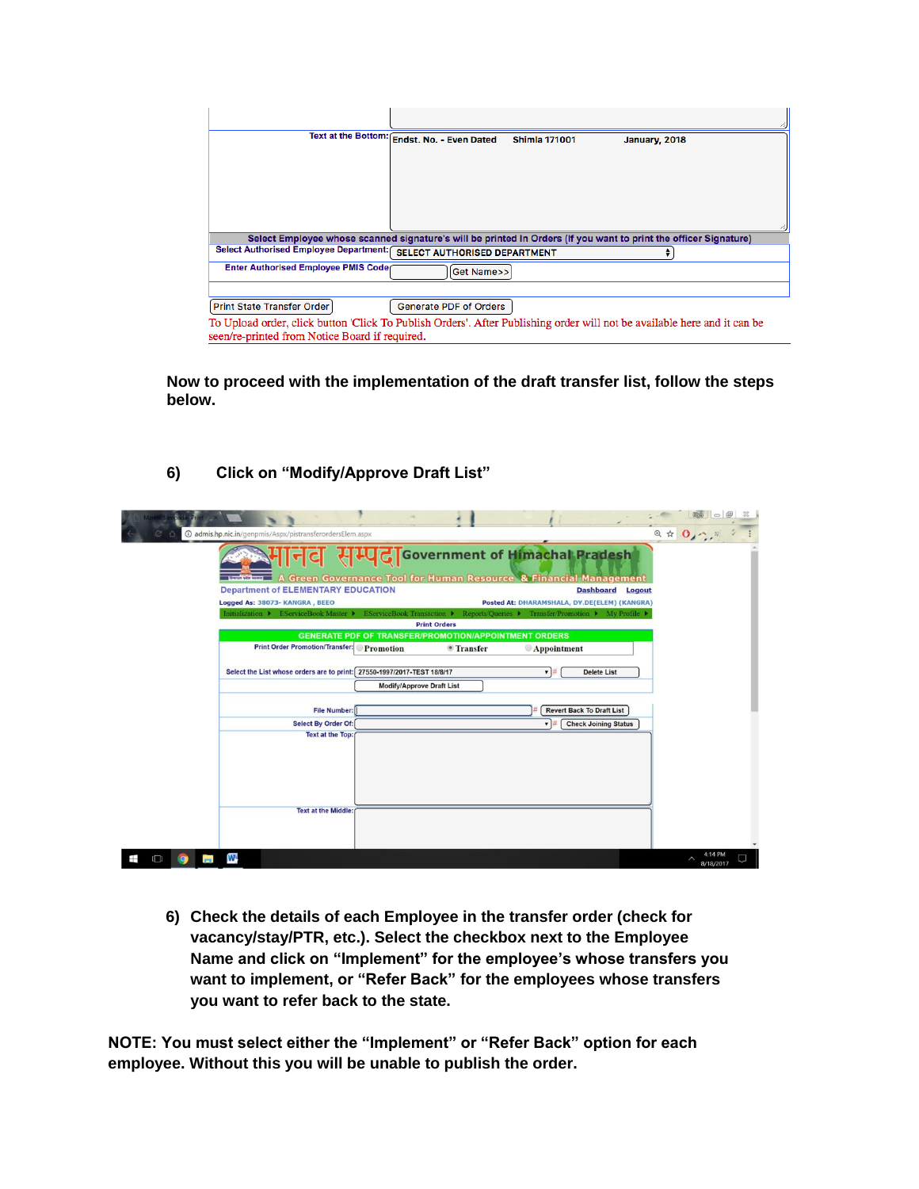| | |
|---|---|
| Text at the Bottom: | Endst. No. - Even Dated Shimla 171001 January, 2018 |

Select Employee whose scanned signature's will be printed in Orders (If you want to print the officer Signature)

| | |
|---|---|
| Select Authorised Employee Department: | SELECT AUTHORISED DEPARTMENT |
| Enter Authorised Employee PMIS Code | Get Name>> |

Print State Transfer Order | Generate PDF of Orders

To Upload order, click button 'Click To Publish Orders'. After Publishing order will not be available here and it can be seen/re-printed from Notice Board if required.

**Now to proceed with the implementation of the draft transfer list, follow the steps below.**

**6) Click on "Modify/Approve Draft List"**

मानव सम्पदा Government of Himachal Pradesh
A Green Governance Tool for Human Resource & Financial Management

Department of ELEMENTARY EDUCATION | Dashboard | Logout

Logged As: 38073- KANGRA , BEEO | Posted At: DHARAMSHALA, DY.DE(ELEM) (KANGRA)

Initialization | EServiceBook Master | EServiceBook Transaction | Reports/Queries | Transfer/Promotion | My Profile

Print Orders

GENERATE PDF OF TRANSFER/PROMOTION/APPOINTMENT ORDERS

| | |
|---|---|
| Print Order Promotion/Transfer: | Promotion / Transfer / Appointment |
| Select the List whose orders are to print: | 27550-1997/2017-TEST 18/8/17 — Delete List |
| | Modify/Approve Draft List |
| File Number: | Revert Back To Draft List |
| Select By Order Of: | Check Joining Status |
| Text at the Top: | |
| Text at the Middle: | |

**6) Check the details of each Employee in the transfer order (check for vacancy/stay/PTR, etc.). Select the checkbox next to the Employee Name and click on "Implement" for the employee's whose transfers you want to implement, or "Refer Back" for the employees whose transfers you want to refer back to the state.**

**NOTE: You must select either the "Implement" or "Refer Back" option for each employee. Without this you will be unable to publish the order.**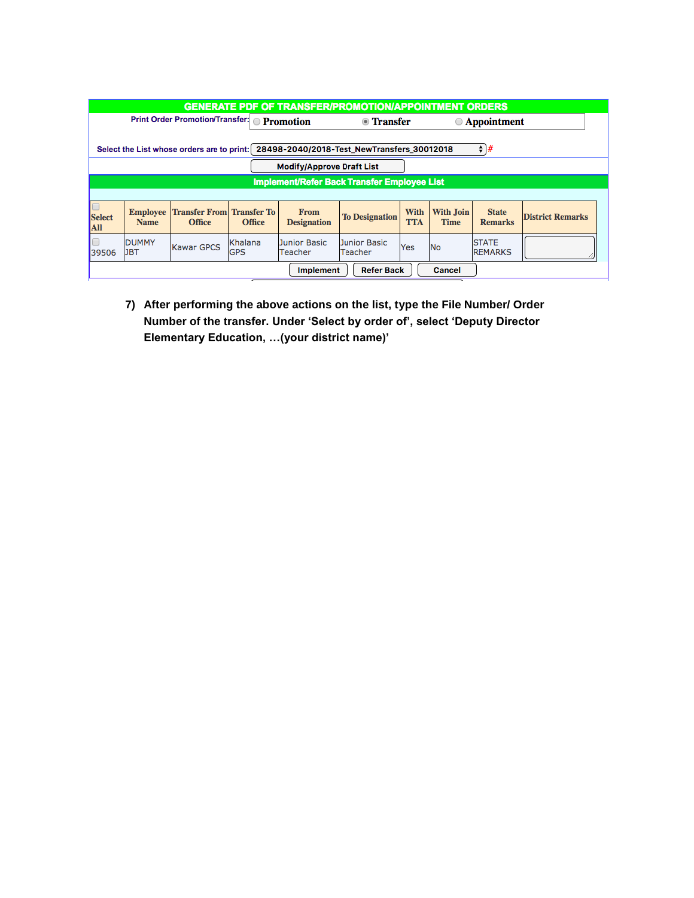**GENERATE PDF OF TRANSFER/PROMOTION/APPOINTMENT ORDERS**

Print Order Promotion/Transfer: ○ Promotion ● Transfer ○ Appointment

Select the List whose orders are to print: 28498-2040/2018-Test_NewTransfers_30012018 #

Modify/Approve Draft List

**Implement/Refer Back Transfer Employee List**

| Select All | Employee Name | Transfer From Office | Transfer To Office | From Designation | To Designation | With TTA | With Join Time | State Remarks | District Remarks |
|---|---|---|---|---|---|---|---|---|---|
| 39506 | DUMMY JBT | Kawar GPCS | Khalana GPS | Junior Basic Teacher | Junior Basic Teacher | Yes | No | STATE REMARKS | |

Implement | Refer Back | Cancel

7) **After performing the above actions on the list, type the File Number/ Order Number of the transfer. Under 'Select by order of', select 'Deputy Director Elementary Education, …(your district name)'**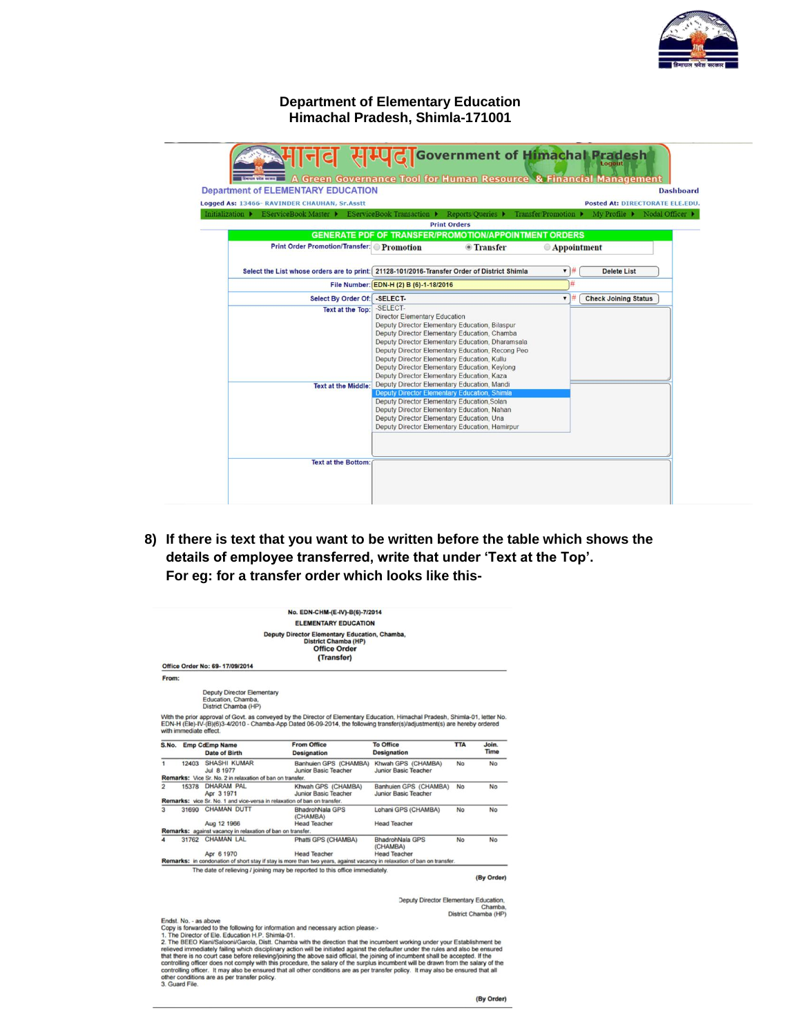**Department of Elementary Education**
**Himachal Pradesh, Shimla-171001**

मानव सम्पदा Government of Himachal Pradesh
A Green Governance Tool for Human Resource & Financial Management

Department of ELEMENTARY EDUCATION — Dashboard

Logged As: 13466- RAVINDER CHAUHAN, Sr.Asstt — Posted At: DIRECTORATE ELE.EDU.

Initialization ▸ EServiceBook Master ▸ EServiceBook Transaction ▸ Reports/Queries ▸ Transfer/Promotion ▸ My Profile ▸ Nodal Officer ▸

Print Orders

**GENERATE PDF OF TRANSFER/PROMOTION/APPOINTMENT ORDERS**

| | |
|---|---|
| Print Order Promotion/Transfer: | ○ Promotion ◉ Transfer ○ Appointment |
| Select the List whose orders are to print: | 21128-101/2016-Transfer Order of District Shimla [Delete List] |
| File Number: | EDN-H (2) B (6)-1-18/2016 |
| Select By Order Of: | -SELECT- [Check Joining Status] |
| Text at the Top: | |
| Text at the Middle: | |
| Text at the Bottom: | |

Dropdown options:
- -SELECT-
- Director Elementary Education
- Deputy Director Elementary Education, Bilaspur
- Deputy Director Elementary Education, Chamba
- Deputy Director Elementary Education, Dharamsala
- Deputy Director Elementary Education, Recong Peo
- Deputy Director Elementary Education, Kullu
- Deputy Director Elementary Education, Keylong
- Deputy Director Elementary Education, Kaza
- Deputy Director Elementary Education, Mandi
- Deputy Director Elementary Education, Shimla
- Deputy Director Elementary Education,Solan
- Deputy Director Elementary Education, Nahan
- Deputy Director Elementary Education, Una
- Deputy Director Elementary Education, Hamirpur

8) **If there is text that you want to be written before the table which shows the details of employee transferred, write that under 'Text at the Top'. For eg: for a transfer order which looks like this-**

No. EDN-CHM-(E-IV)-B(6)-7/2014
ELEMENTARY EDUCATION
Deputy Director Elementary Education, Chamba,
District Chamba (HP)
Office Order
(Transfer)

Office Order No: 69- 17/09/2014

From:

Deputy Director Elementary Education, Chamba, District Chamba (HP)

With the prior approval of Govt. as conveyed by the Director of Elementary Education, Himachal Pradesh, Shimla-01, letter No. EDN-H (Ele)-IV-(B)(6)3-4/2010 - Chamba-App Dated 06-09-2014, the following transfer(s)/adjustment(s) are hereby ordered with immediate effect.

| S.No. | Emp Cd | Emp Name / Date of Birth | From Office / Designation | To Office / Designation | TTA | Join. Time |
|---|---|---|---|---|---|---|
| 1 | 12403 | SHASHI KUMAR / Jul 8 1977 | Banhuien GPS (CHAMBA) / Junior Basic Teacher | Khwah GPS (CHAMBA) / Junior Basic Teacher | No | No |
| Remarks: Vice Sr. No. 2 in relaxation of ban on transfer. | | | | | | |
| 2 | 15378 | DHARAM PAL / Apr 3 1971 | Khwah GPS (CHAMBA) / Junior Basic Teacher | Banhuien GPS (CHAMBA) / Junior Basic Teacher | No | No |
| Remarks: vice Sr. No. 1 and vice-versa in relaxation of ban on transfer. | | | | | | |
| 3 | 31690 | CHAMAN DUTT / Aug 12 1966 | BhadrohNala GPS (CHAMBA) / Head Teacher | Lohani GPS (CHAMBA) / Head Teacher | No | No |
| Remarks: against vacancy in relaxation of ban on transfer. | | | | | | |
| 4 | 31762 | CHAMAN LAL / Apr 6 1970 | Phatti GPS (CHAMBA) / Head Teacher | BhadrohNala GPS (CHAMBA) / Head Teacher | No | No |
| Remarks: in condonation of short stay if stay is more than two years, against vacancy in relaxation of ban on transfer. | | | | | | |

The date of relieving / joining may be reported to this office immediately.

(By Order)

Deputy Director Elementary Education, Chamba, District Chamba (HP)

Endst. No. - as above
Copy is forwarded to the following for information and necessary action please:-
1. The Director of Ele. Education H.P. Shimla-01.
2. The BEEO Kiani/Salooni/Garola, Distt. Chamba with the direction that the incumbent working under your Establishment be relieved immediately failing which disciplinary action will be initiated against the defaulter under the rules and also be ensured that there is no court case before relieving/joining the above said official, the joining of incumbent shall be accepted. If the controlling officer does not comply with this procedure, the salary of the surplus incumbent will be drawn from the salary of the controlling officer. It may also be ensured that all other conditions are as per transfer policy. It may also be ensured that all other conditions are as per transfer policy.
3. Guard File.

(By Order)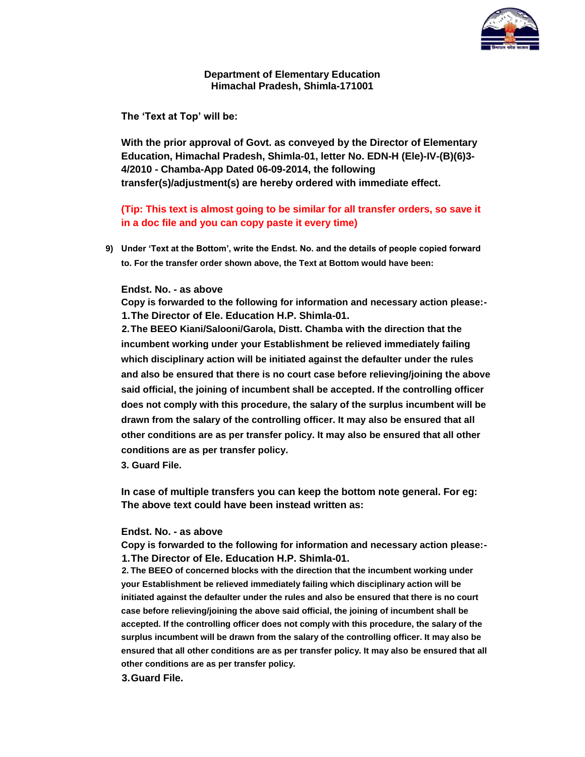**Department of Elementary Education**
**Himachal Pradesh, Shimla-171001**

**The 'Text at Top' will be:**

**With the prior approval of Govt. as conveyed by the Director of Elementary Education, Himachal Pradesh, Shimla-01, letter No. EDN-H (Ele)-IV-(B)(6)3-4/2010 - Chamba-App Dated 06-09-2014, the following transfer(s)/adjustment(s) are hereby ordered with immediate effect.**

**(Tip: This text is almost going to be similar for all transfer orders, so save it in a doc file and you can copy paste it every time)**

9) **Under 'Text at the Bottom', write the Endst. No. and the details of people copied forward to. For the transfer order shown above, the Text at Bottom would have been:**

**Endst. No. - as above**
**Copy is forwarded to the following for information and necessary action please:-**

1. **The Director of Ele. Education H.P. Shimla-01.**
2. **The BEEO Kiani/Salooni/Garola, Distt. Chamba with the direction that the incumbent working under your Establishment be relieved immediately failing which disciplinary action will be initiated against the defaulter under the rules and also be ensured that there is no court case before relieving/joining the above said official, the joining of incumbent shall be accepted. If the controlling officer does not comply with this procedure, the salary of the surplus incumbent will be drawn from the salary of the controlling officer. It may also be ensured that all other conditions are as per transfer policy. It may also be ensured that all other conditions are as per transfer policy.**
3. **Guard File.**

**In case of multiple transfers you can keep the bottom note general. For eg: The above text could have been instead written as:**

**Endst. No. - as above**
**Copy is forwarded to the following for information and necessary action please:-**

1. **The Director of Ele. Education H.P. Shimla-01.**
2. **The BEEO of concerned blocks with the direction that the incumbent working under your Establishment be relieved immediately failing which disciplinary action will be initiated against the defaulter under the rules and also be ensured that there is no court case before relieving/joining the above said official, the joining of incumbent shall be accepted. If the controlling officer does not comply with this procedure, the salary of the surplus incumbent will be drawn from the salary of the controlling officer. It may also be ensured that all other conditions are as per transfer policy. It may also be ensured that all other conditions are as per transfer policy.**
3. **Guard File.**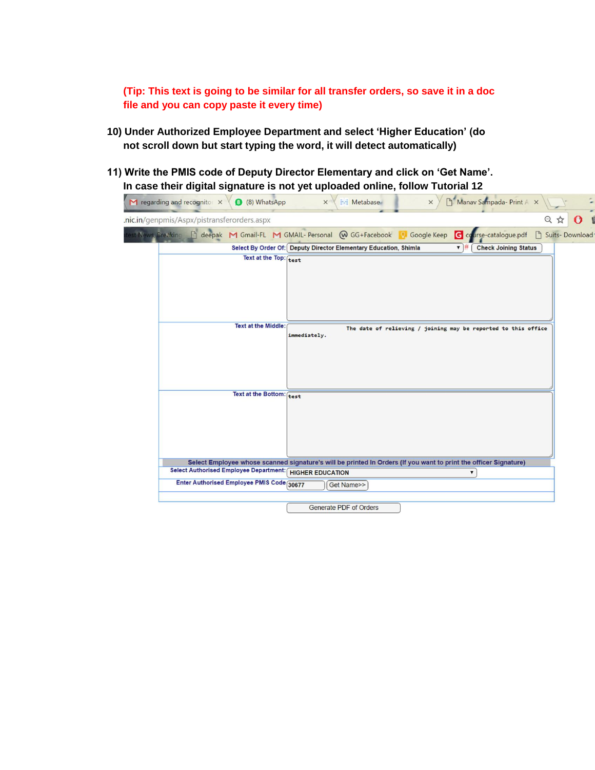**(Tip: This text is going to be similar for all transfer orders, so save it in a doc file and you can copy paste it every time)**

**10) Under Authorized Employee Department and select 'Higher Education' (do not scroll down but start typing the word, it will detect automatically)**

**11) Write the PMIS code of Deputy Director Elementary and click on 'Get Name'. In case their digital signature is not yet uploaded online, follow Tutorial 12**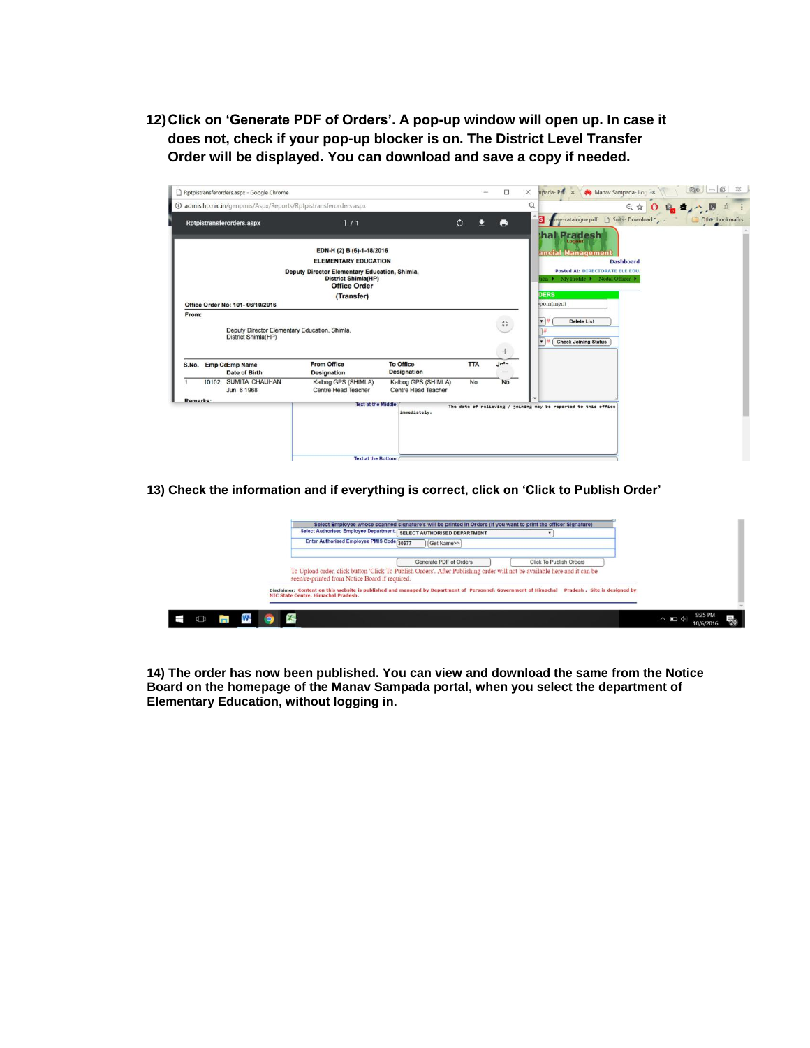12) Click on 'Generate PDF of Orders'. A pop-up window will open up. In case it does not, check if your pop-up blocker is on. The District Level Transfer Order will be displayed. You can download and save a copy if needed.

13) Check the information and if everything is correct, click on 'Click to Publish Order'

14) The order has now been published. You can view and download the same from the Notice Board on the homepage of the Manav Sampada portal, when you select the department of Elementary Education, without logging in.